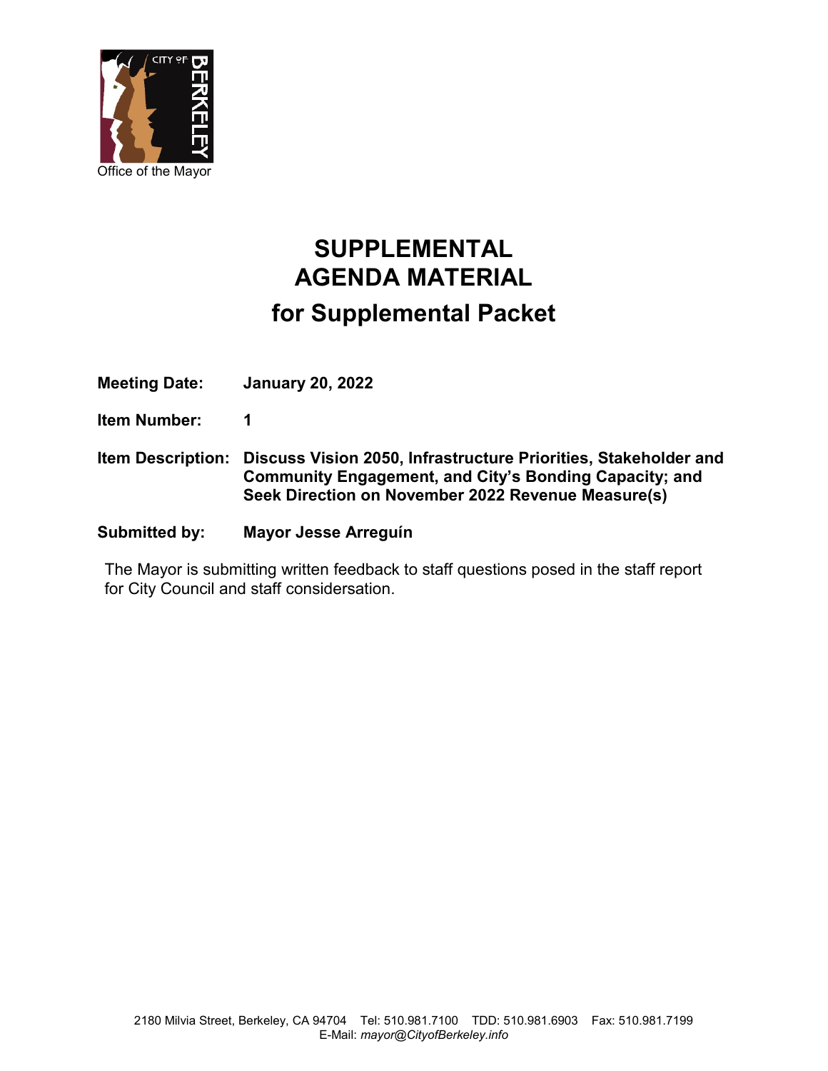Office of the Mayor

# SUPPLEMENTAL AGENDA MATERIAL

## for Supplemental Packet

**Meeting Date:** **January 20, 2022**

**Item Number:** **1**

**Item Description:** **Discuss Vision 2050, Infrastructure Priorities, Stakeholder and Community Engagement, and City's Bonding Capacity; and Seek Direction on November 2022 Revenue Measure(s)**

**Submitted by:** **Mayor Jesse Arreguín**

The Mayor is submitting written feedback to staff questions posed in the staff report for City Council and staff considersation.

2180 Milvia Street, Berkeley, CA 94704 Tel: 510.981.7100 TDD: 510.981.6903 Fax: 510.981.7199
E-Mail: *mayor@CityofBerkeley.info*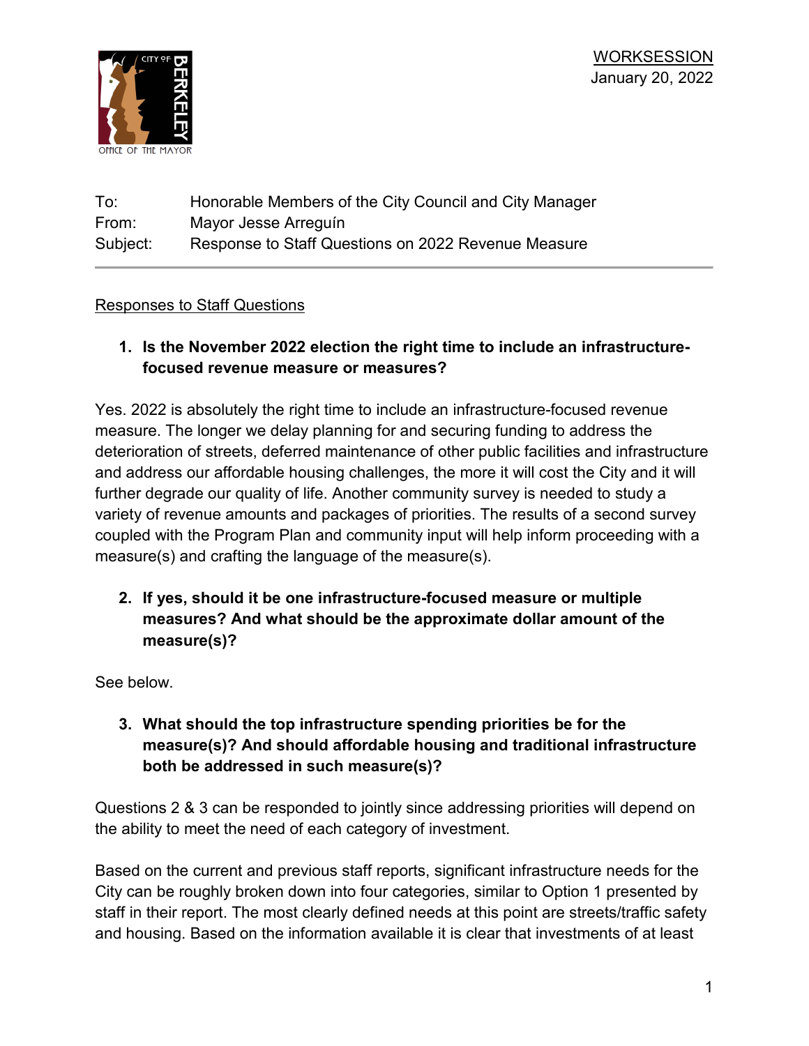WORKSESSION
January 20, 2022

To: Honorable Members of the City Council and City Manager
From: Mayor Jesse Arreguín
Subject: Response to Staff Questions on 2022 Revenue Measure

---

Responses to Staff Questions

1. **Is the November 2022 election the right time to include an infrastructure-focused revenue measure or measures?**

Yes. 2022 is absolutely the right time to include an infrastructure-focused revenue measure. The longer we delay planning for and securing funding to address the deterioration of streets, deferred maintenance of other public facilities and infrastructure and address our affordable housing challenges, the more it will cost the City and it will further degrade our quality of life. Another community survey is needed to study a variety of revenue amounts and packages of priorities. The results of a second survey coupled with the Program Plan and community input will help inform proceeding with a measure(s) and crafting the language of the measure(s).

2. **If yes, should it be one infrastructure-focused measure or multiple measures? And what should be the approximate dollar amount of the measure(s)?**

See below.

3. **What should the top infrastructure spending priorities be for the measure(s)? And should affordable housing and traditional infrastructure both be addressed in such measure(s)?**

Questions 2 & 3 can be responded to jointly since addressing priorities will depend on the ability to meet the need of each category of investment.

Based on the current and previous staff reports, significant infrastructure needs for the City can be roughly broken down into four categories, similar to Option 1 presented by staff in their report. The most clearly defined needs at this point are streets/traffic safety and housing. Based on the information available it is clear that investments of at least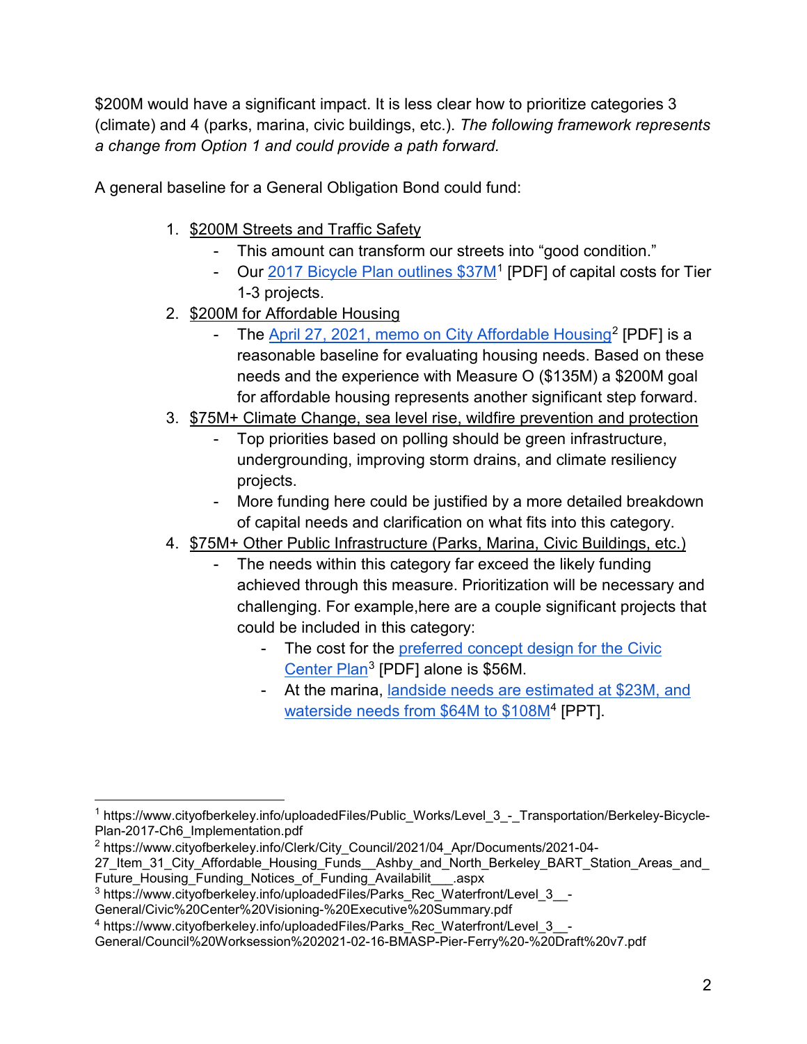$200M would have a significant impact. It is less clear how to prioritize categories 3 (climate) and 4 (parks, marina, civic buildings, etc.). *The following framework represents a change from Option 1 and could provide a path forward.*

A general baseline for a General Obligation Bond could fund:

1. $200M Streets and Traffic Safety
   - This amount can transform our streets into "good condition."
   - Our 2017 Bicycle Plan outlines $37M[1] [PDF] of capital costs for Tier 1-3 projects.
2. $200M for Affordable Housing
   - The April 27, 2021, memo on City Affordable Housing[2] [PDF] is a reasonable baseline for evaluating housing needs. Based on these needs and the experience with Measure O ($135M) a $200M goal for affordable housing represents another significant step forward.
3. $75M+ Climate Change, sea level rise, wildfire prevention and protection
   - Top priorities based on polling should be green infrastructure, undergrounding, improving storm drains, and climate resiliency projects.
   - More funding here could be justified by a more detailed breakdown of capital needs and clarification on what fits into this category.
4. $75M+ Other Public Infrastructure (Parks, Marina, Civic Buildings, etc.)
   - The needs within this category far exceed the likely funding achieved through this measure. Prioritization will be necessary and challenging. For example,here are a couple significant projects that could be included in this category:
     - The cost for the preferred concept design for the Civic Center Plan[3] [PDF] alone is $56M.
     - At the marina, landside needs are estimated at $23M, and waterside needs from $64M to $108M[4] [PPT].

---

[1] https://www.cityofberkeley.info/uploadedFiles/Public_Works/Level_3_-_Transportation/Berkeley-Bicycle-Plan-2017-Ch6_Implementation.pdf

[2] https://www.cityofberkeley.info/Clerk/City_Council/2021/04_Apr/Documents/2021-04-27_Item_31_City_Affordable_Housing_Funds__Ashby_and_North_Berkeley_BART_Station_Areas_and_Future_Housing_Funding_Notices_of_Funding_Availabilit___.aspx

[3] https://www.cityofberkeley.info/uploadedFiles/Parks_Rec_Waterfront/Level_3__-General/Civic%20Center%20Visioning-%20Executive%20Summary.pdf

[4] https://www.cityofberkeley.info/uploadedFiles/Parks_Rec_Waterfront/Level_3__-General/Council%20Worksession%202021-02-16-BMASP-Pier-Ferry%20-%20Draft%20v7.pdf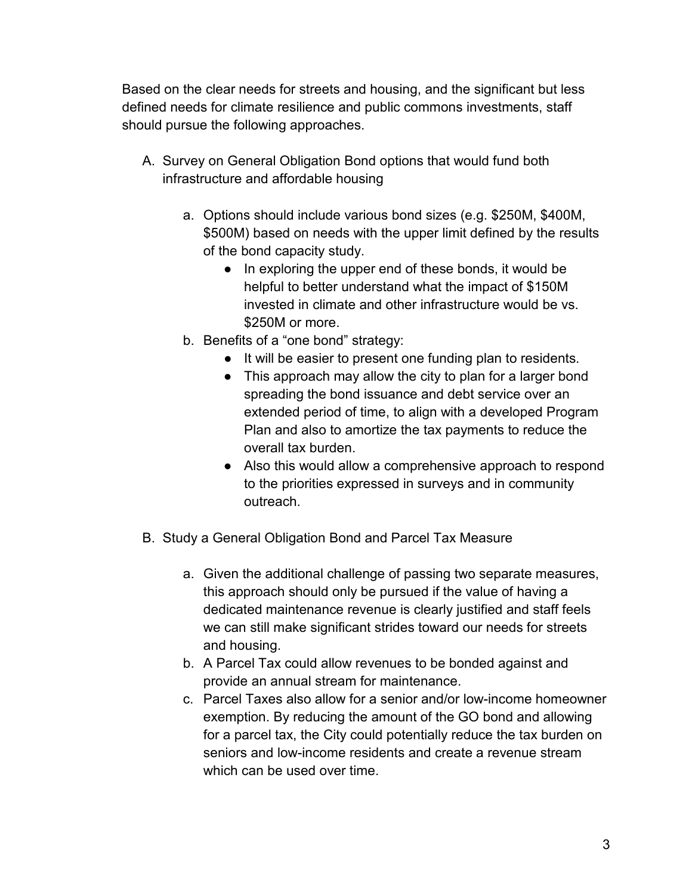Based on the clear needs for streets and housing, and the significant but less defined needs for climate resilience and public commons investments, staff should pursue the following approaches.

A. Survey on General Obligation Bond options that would fund both infrastructure and affordable housing

    a. Options should include various bond sizes (e.g. $250M, $400M, $500M) based on needs with the upper limit defined by the results of the bond capacity study.
        - In exploring the upper end of these bonds, it would be helpful to better understand what the impact of $150M invested in climate and other infrastructure would be vs. $250M or more.

    b. Benefits of a "one bond" strategy:
        - It will be easier to present one funding plan to residents.
        - This approach may allow the city to plan for a larger bond spreading the bond issuance and debt service over an extended period of time, to align with a developed Program Plan and also to amortize the tax payments to reduce the overall tax burden.
        - Also this would allow a comprehensive approach to respond to the priorities expressed in surveys and in community outreach.

B. Study a General Obligation Bond and Parcel Tax Measure

    a. Given the additional challenge of passing two separate measures, this approach should only be pursued if the value of having a dedicated maintenance revenue is clearly justified and staff feels we can still make significant strides toward our needs for streets and housing.

    b. A Parcel Tax could allow revenues to be bonded against and provide an annual stream for maintenance.

    c. Parcel Taxes also allow for a senior and/or low-income homeowner exemption. By reducing the amount of the GO bond and allowing for a parcel tax, the City could potentially reduce the tax burden on seniors and low-income residents and create a revenue stream which can be used over time.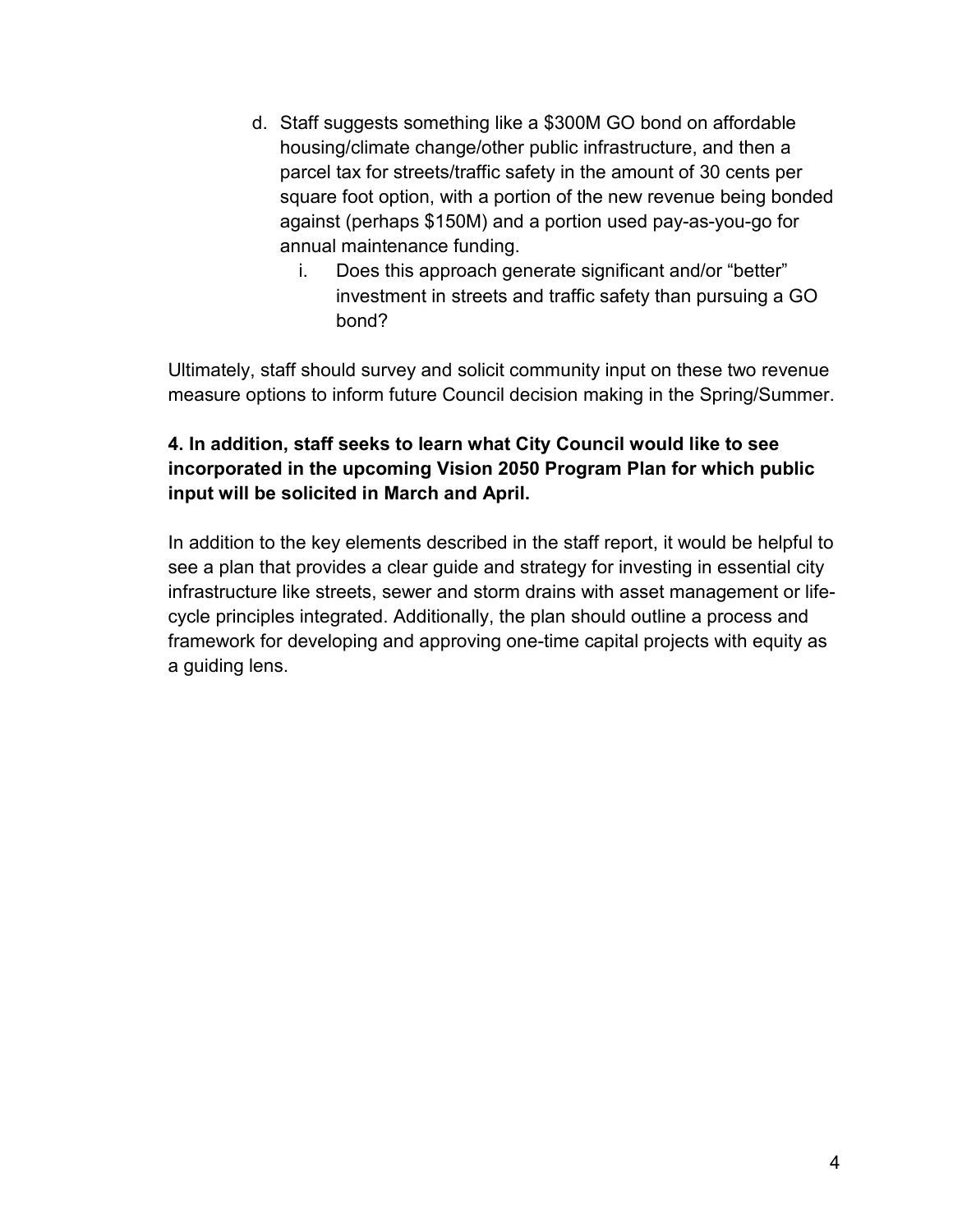d. Staff suggests something like a $300M GO bond on affordable housing/climate change/other public infrastructure, and then a parcel tax for streets/traffic safety in the amount of 30 cents per square foot option, with a portion of the new revenue being bonded against (perhaps $150M) and a portion used pay-as-you-go for annual maintenance funding.

   i. Does this approach generate significant and/or "better" investment in streets and traffic safety than pursuing a GO bond?

Ultimately, staff should survey and solicit community input on these two revenue measure options to inform future Council decision making in the Spring/Summer.

**4. In addition, staff seeks to learn what City Council would like to see incorporated in the upcoming Vision 2050 Program Plan for which public input will be solicited in March and April.**

In addition to the key elements described in the staff report, it would be helpful to see a plan that provides a clear guide and strategy for investing in essential city infrastructure like streets, sewer and storm drains with asset management or life-cycle principles integrated. Additionally, the plan should outline a process and framework for developing and approving one-time capital projects with equity as a guiding lens.